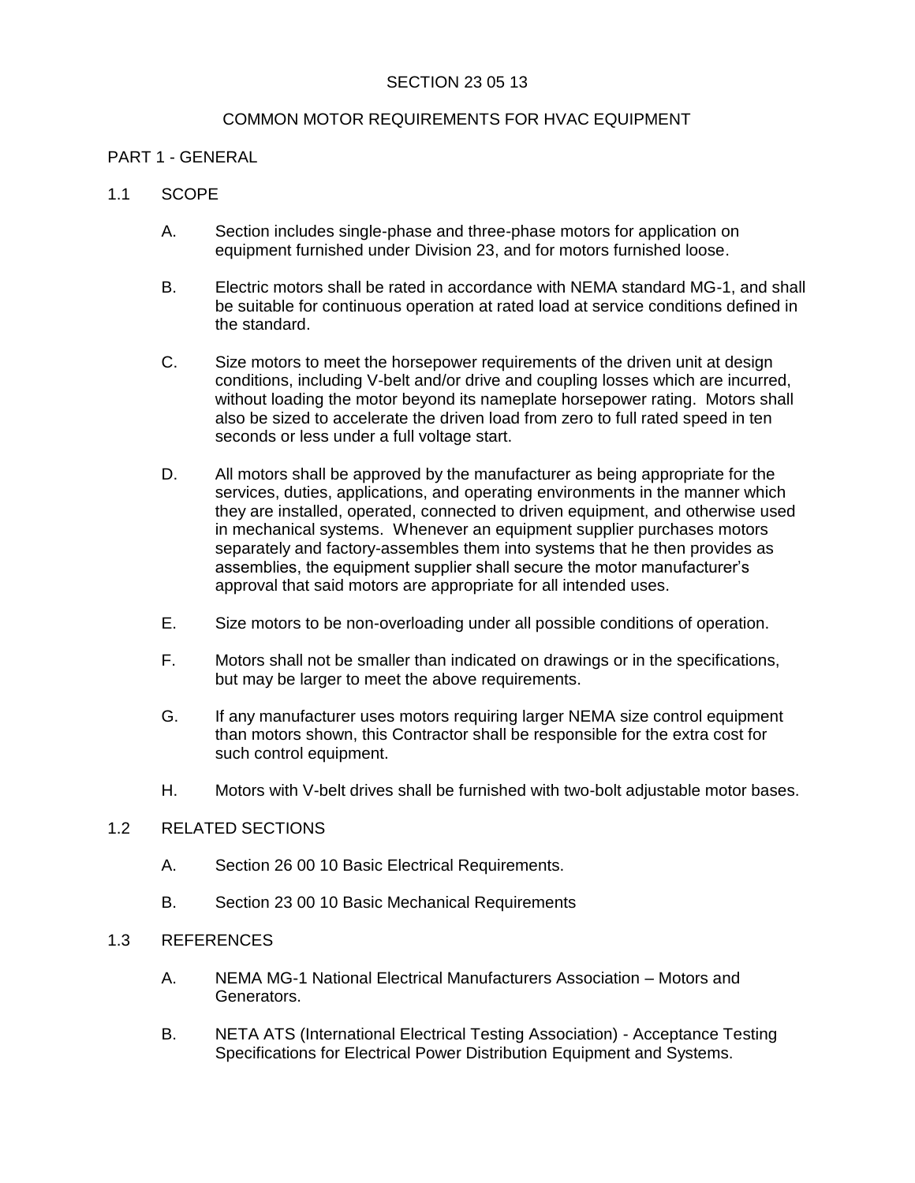# SECTION 23 05 13

# COMMON MOTOR REQUIREMENTS FOR HVAC EQUIPMENT

## PART 1 - GENERAL

### 1.1 SCOPE

A. Section includes single-phase and three-phase motors for application on equipment furnished under Division 23, and for motors furnished loose.

B. Electric motors shall be rated in accordance with NEMA standard MG-1, and shall be suitable for continuous operation at rated load at service conditions defined in the standard.

C. Size motors to meet the horsepower requirements of the driven unit at design conditions, including V-belt and/or drive and coupling losses which are incurred, without loading the motor beyond its nameplate horsepower rating. Motors shall also be sized to accelerate the driven load from zero to full rated speed in ten seconds or less under a full voltage start.

D. All motors shall be approved by the manufacturer as being appropriate for the services, duties, applications, and operating environments in the manner which they are installed, operated, connected to driven equipment, and otherwise used in mechanical systems. Whenever an equipment supplier purchases motors separately and factory-assembles them into systems that he then provides as assemblies, the equipment supplier shall secure the motor manufacturer's approval that said motors are appropriate for all intended uses.

E. Size motors to be non-overloading under all possible conditions of operation.

F. Motors shall not be smaller than indicated on drawings or in the specifications, but may be larger to meet the above requirements.

G. If any manufacturer uses motors requiring larger NEMA size control equipment than motors shown, this Contractor shall be responsible for the extra cost for such control equipment.

H. Motors with V-belt drives shall be furnished with two-bolt adjustable motor bases.

### 1.2 RELATED SECTIONS

A. Section 26 00 10 Basic Electrical Requirements.

B. Section 23 00 10 Basic Mechanical Requirements

### 1.3 REFERENCES

A. NEMA MG-1 National Electrical Manufacturers Association – Motors and Generators.

B. NETA ATS (International Electrical Testing Association) - Acceptance Testing Specifications for Electrical Power Distribution Equipment and Systems.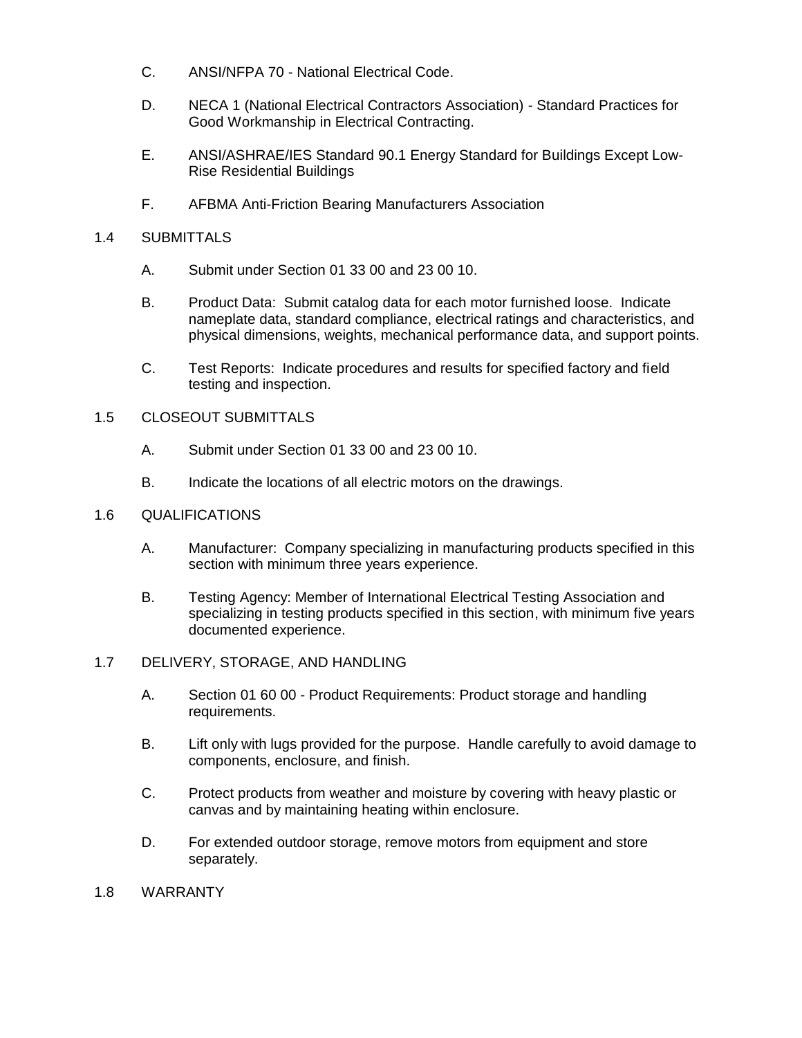C. ANSI/NFPA 70 - National Electrical Code.

D. NECA 1 (National Electrical Contractors Association) - Standard Practices for Good Workmanship in Electrical Contracting.

E. ANSI/ASHRAE/IES Standard 90.1 Energy Standard for Buildings Except Low-Rise Residential Buildings

F. AFBMA Anti-Friction Bearing Manufacturers Association

## 1.4 SUBMITTALS

A. Submit under Section 01 33 00 and 23 00 10.

B. Product Data: Submit catalog data for each motor furnished loose. Indicate nameplate data, standard compliance, electrical ratings and characteristics, and physical dimensions, weights, mechanical performance data, and support points.

C. Test Reports: Indicate procedures and results for specified factory and field testing and inspection.

## 1.5 CLOSEOUT SUBMITTALS

A. Submit under Section 01 33 00 and 23 00 10.

B. Indicate the locations of all electric motors on the drawings.

## 1.6 QUALIFICATIONS

A. Manufacturer: Company specializing in manufacturing products specified in this section with minimum three years experience.

B. Testing Agency: Member of International Electrical Testing Association and specializing in testing products specified in this section, with minimum five years documented experience.

## 1.7 DELIVERY, STORAGE, AND HANDLING

A. Section 01 60 00 - Product Requirements: Product storage and handling requirements.

B. Lift only with lugs provided for the purpose. Handle carefully to avoid damage to components, enclosure, and finish.

C. Protect products from weather and moisture by covering with heavy plastic or canvas and by maintaining heating within enclosure.

D. For extended outdoor storage, remove motors from equipment and store separately.

## 1.8 WARRANTY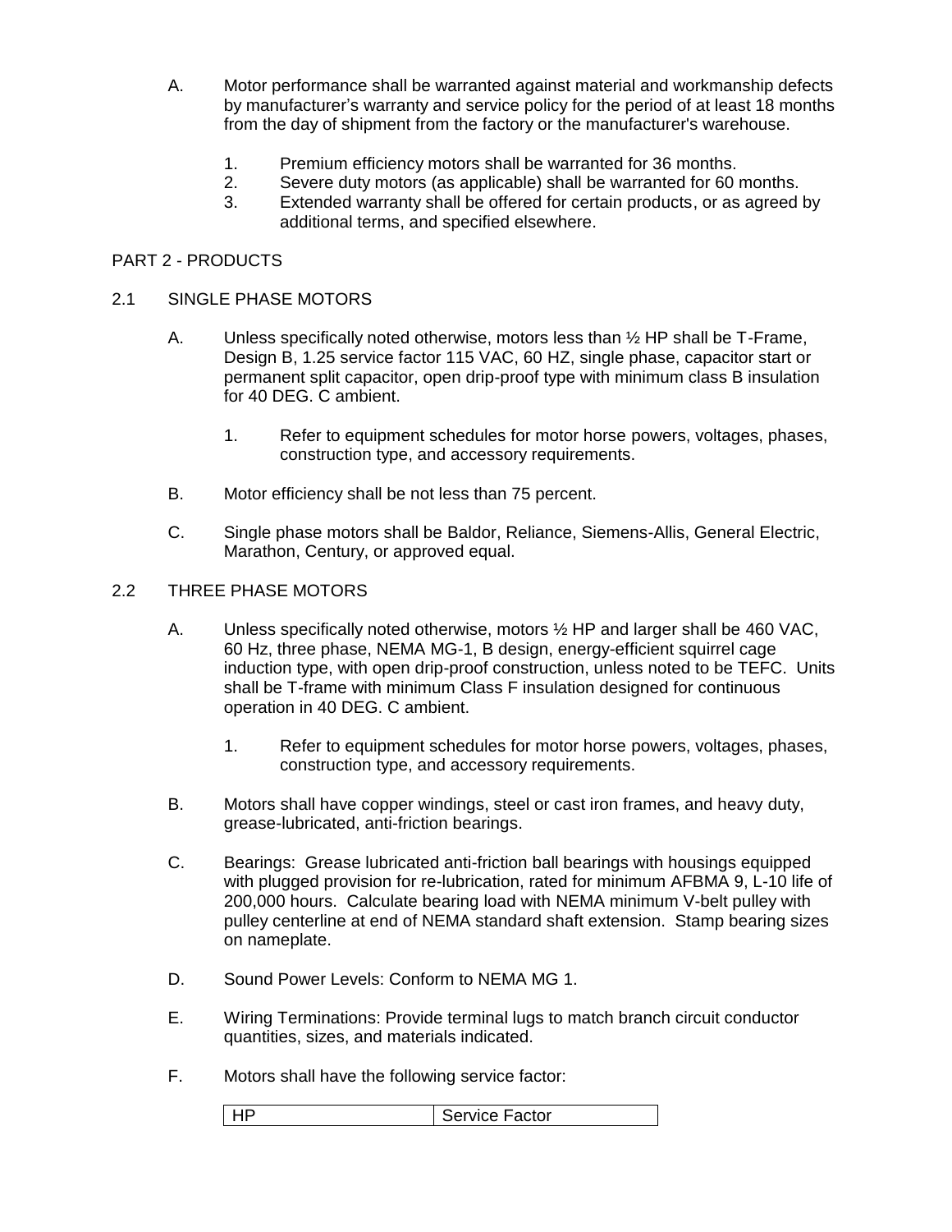A. Motor performance shall be warranted against material and workmanship defects by manufacturer's warranty and service policy for the period of at least 18 months from the day of shipment from the factory or the manufacturer's warehouse.

1. Premium efficiency motors shall be warranted for 36 months.
2. Severe duty motors (as applicable) shall be warranted for 60 months.
3. Extended warranty shall be offered for certain products, or as agreed by additional terms, and specified elsewhere.

## PART 2 - PRODUCTS

### 2.1 SINGLE PHASE MOTORS

A. Unless specifically noted otherwise, motors less than ½ HP shall be T-Frame, Design B, 1.25 service factor 115 VAC, 60 HZ, single phase, capacitor start or permanent split capacitor, open drip-proof type with minimum class B insulation for 40 DEG. C ambient.

1. Refer to equipment schedules for motor horse powers, voltages, phases, construction type, and accessory requirements.

B. Motor efficiency shall be not less than 75 percent.

C. Single phase motors shall be Baldor, Reliance, Siemens-Allis, General Electric, Marathon, Century, or approved equal.

### 2.2 THREE PHASE MOTORS

A. Unless specifically noted otherwise, motors ½ HP and larger shall be 460 VAC, 60 Hz, three phase, NEMA MG-1, B design, energy-efficient squirrel cage induction type, with open drip-proof construction, unless noted to be TEFC. Units shall be T-frame with minimum Class F insulation designed for continuous operation in 40 DEG. C ambient.

1. Refer to equipment schedules for motor horse powers, voltages, phases, construction type, and accessory requirements.

B. Motors shall have copper windings, steel or cast iron frames, and heavy duty, grease-lubricated, anti-friction bearings.

C. Bearings: Grease lubricated anti-friction ball bearings with housings equipped with plugged provision for re-lubrication, rated for minimum AFBMA 9, L-10 life of 200,000 hours. Calculate bearing load with NEMA minimum V-belt pulley with pulley centerline at end of NEMA standard shaft extension. Stamp bearing sizes on nameplate.

D. Sound Power Levels: Conform to NEMA MG 1.

E. Wiring Terminations: Provide terminal lugs to match branch circuit conductor quantities, sizes, and materials indicated.

F. Motors shall have the following service factor:

| HP | Service Factor |
|---|---|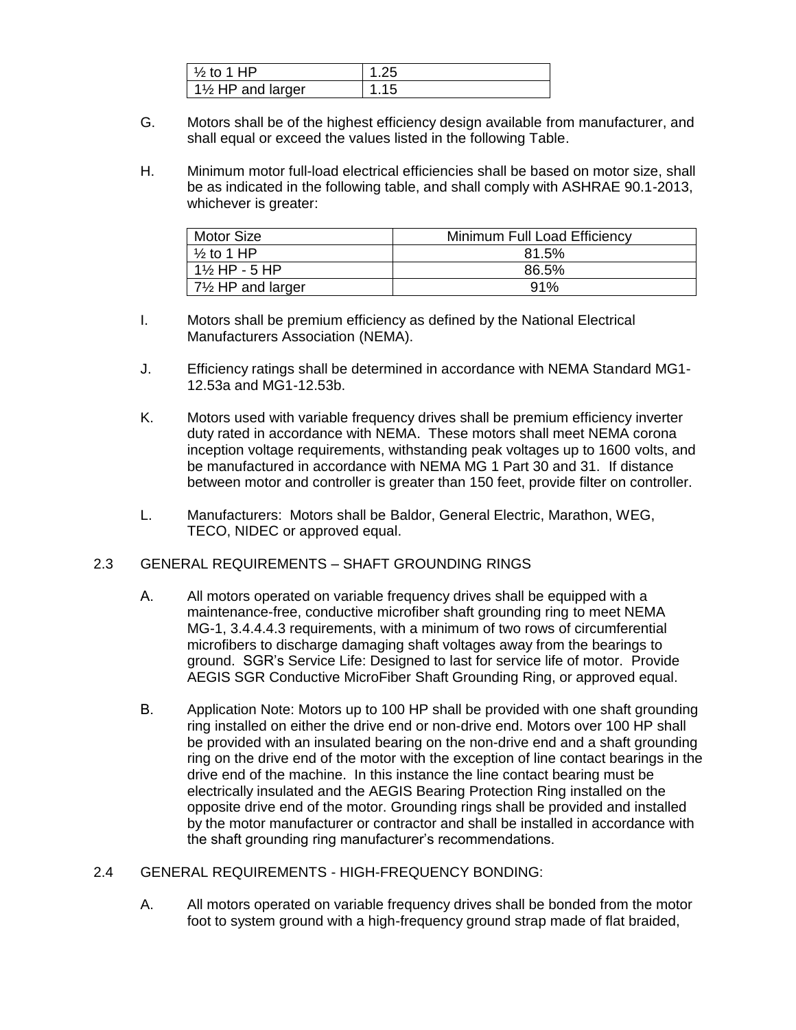| ½ to 1 HP | 1.25 |
|---|---|
| 1½ HP and larger | 1.15 |

G. Motors shall be of the highest efficiency design available from manufacturer, and shall equal or exceed the values listed in the following Table.

H. Minimum motor full-load electrical efficiencies shall be based on motor size, shall be as indicated in the following table, and shall comply with ASHRAE 90.1-2013, whichever is greater:

| Motor Size | Minimum Full Load Efficiency |
|---|---|
| ½ to 1 HP | 81.5% |
| 1½ HP - 5 HP | 86.5% |
| 7½ HP and larger | 91% |

I. Motors shall be premium efficiency as defined by the National Electrical Manufacturers Association (NEMA).

J. Efficiency ratings shall be determined in accordance with NEMA Standard MG1-12.53a and MG1-12.53b.

K. Motors used with variable frequency drives shall be premium efficiency inverter duty rated in accordance with NEMA. These motors shall meet NEMA corona inception voltage requirements, withstanding peak voltages up to 1600 volts, and be manufactured in accordance with NEMA MG 1 Part 30 and 31. If distance between motor and controller is greater than 150 feet, provide filter on controller.

L. Manufacturers: Motors shall be Baldor, General Electric, Marathon, WEG, TECO, NIDEC or approved equal.

## 2.3 GENERAL REQUIREMENTS – SHAFT GROUNDING RINGS

A. All motors operated on variable frequency drives shall be equipped with a maintenance-free, conductive microfiber shaft grounding ring to meet NEMA MG-1, 3.4.4.4.3 requirements, with a minimum of two rows of circumferential microfibers to discharge damaging shaft voltages away from the bearings to ground. SGR's Service Life: Designed to last for service life of motor. Provide AEGIS SGR Conductive MicroFiber Shaft Grounding Ring, or approved equal.

B. Application Note: Motors up to 100 HP shall be provided with one shaft grounding ring installed on either the drive end or non-drive end. Motors over 100 HP shall be provided with an insulated bearing on the non-drive end and a shaft grounding ring on the drive end of the motor with the exception of line contact bearings in the drive end of the machine. In this instance the line contact bearing must be electrically insulated and the AEGIS Bearing Protection Ring installed on the opposite drive end of the motor. Grounding rings shall be provided and installed by the motor manufacturer or contractor and shall be installed in accordance with the shaft grounding ring manufacturer's recommendations.

## 2.4 GENERAL REQUIREMENTS - HIGH-FREQUENCY BONDING:

A. All motors operated on variable frequency drives shall be bonded from the motor foot to system ground with a high-frequency ground strap made of flat braided,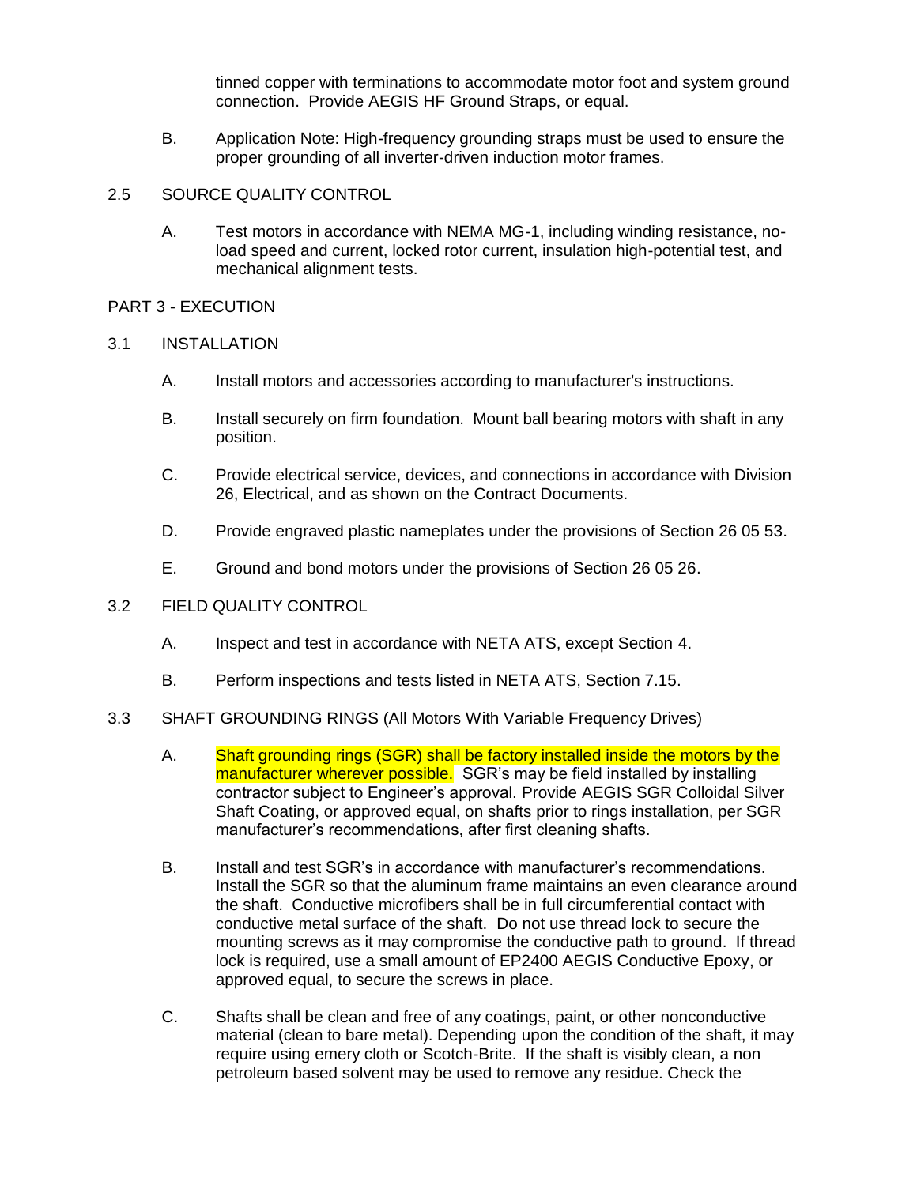tinned copper with terminations to accommodate motor foot and system ground connection. Provide AEGIS HF Ground Straps, or equal.

B. Application Note: High-frequency grounding straps must be used to ensure the proper grounding of all inverter-driven induction motor frames.

## 2.5 SOURCE QUALITY CONTROL

A. Test motors in accordance with NEMA MG-1, including winding resistance, no-load speed and current, locked rotor current, insulation high-potential test, and mechanical alignment tests.

# PART 3 - EXECUTION

## 3.1 INSTALLATION

A. Install motors and accessories according to manufacturer's instructions.

B. Install securely on firm foundation. Mount ball bearing motors with shaft in any position.

C. Provide electrical service, devices, and connections in accordance with Division 26, Electrical, and as shown on the Contract Documents.

D. Provide engraved plastic nameplates under the provisions of Section 26 05 53.

E. Ground and bond motors under the provisions of Section 26 05 26.

## 3.2 FIELD QUALITY CONTROL

A. Inspect and test in accordance with NETA ATS, except Section 4.

B. Perform inspections and tests listed in NETA ATS, Section 7.15.

## 3.3 SHAFT GROUNDING RINGS (All Motors With Variable Frequency Drives)

A. Shaft grounding rings (SGR) shall be factory installed inside the motors by the manufacturer wherever possible. SGR's may be field installed by installing contractor subject to Engineer's approval. Provide AEGIS SGR Colloidal Silver Shaft Coating, or approved equal, on shafts prior to rings installation, per SGR manufacturer's recommendations, after first cleaning shafts.

B. Install and test SGR's in accordance with manufacturer's recommendations. Install the SGR so that the aluminum frame maintains an even clearance around the shaft. Conductive microfibers shall be in full circumferential contact with conductive metal surface of the shaft. Do not use thread lock to secure the mounting screws as it may compromise the conductive path to ground. If thread lock is required, use a small amount of EP2400 AEGIS Conductive Epoxy, or approved equal, to secure the screws in place.

C. Shafts shall be clean and free of any coatings, paint, or other nonconductive material (clean to bare metal). Depending upon the condition of the shaft, it may require using emery cloth or Scotch-Brite. If the shaft is visibly clean, a non petroleum based solvent may be used to remove any residue. Check the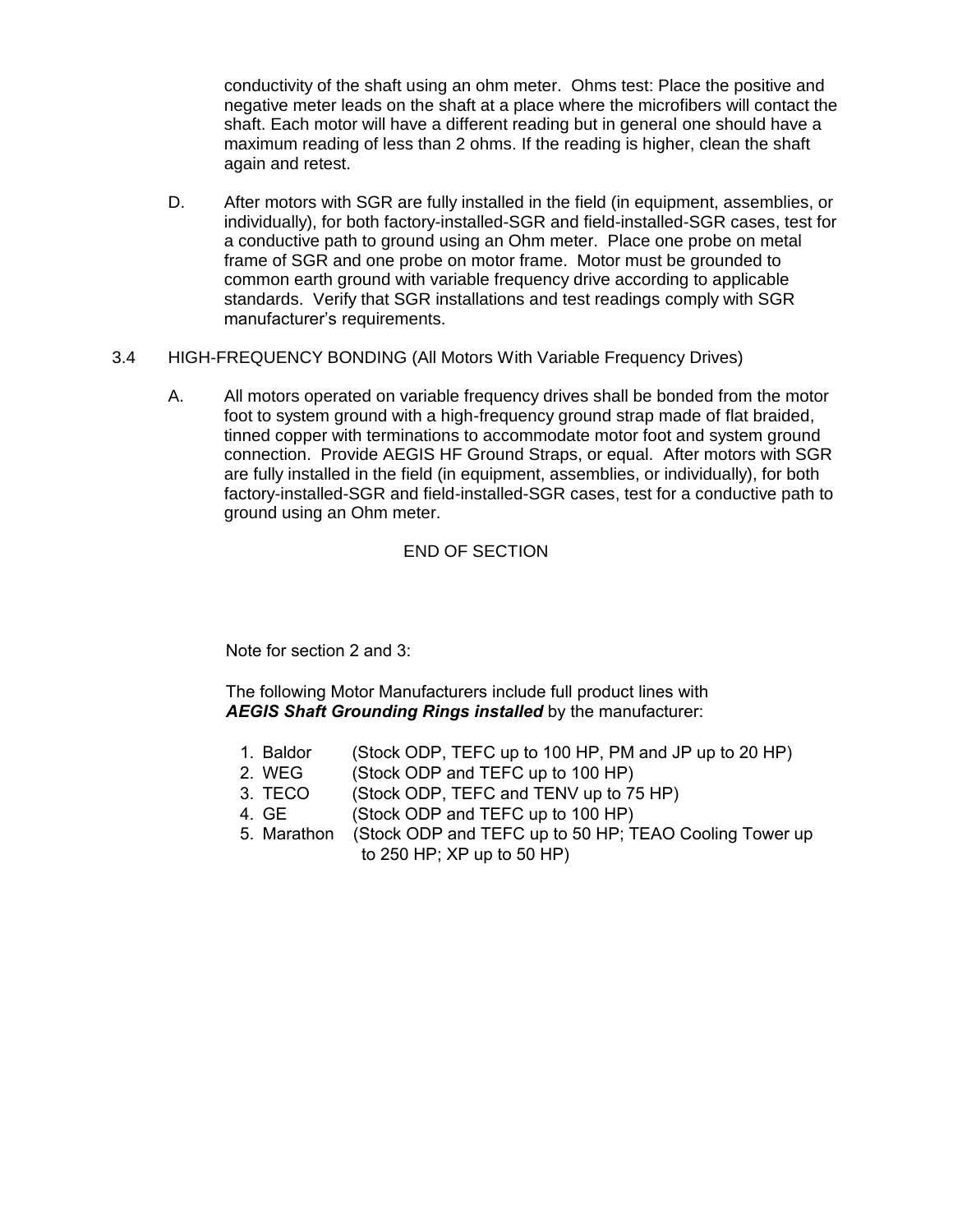conductivity of the shaft using an ohm meter. Ohms test: Place the positive and negative meter leads on the shaft at a place where the microfibers will contact the shaft. Each motor will have a different reading but in general one should have a maximum reading of less than 2 ohms. If the reading is higher, clean the shaft again and retest.

D. After motors with SGR are fully installed in the field (in equipment, assemblies, or individually), for both factory-installed-SGR and field-installed-SGR cases, test for a conductive path to ground using an Ohm meter. Place one probe on metal frame of SGR and one probe on motor frame. Motor must be grounded to common earth ground with variable frequency drive according to applicable standards. Verify that SGR installations and test readings comply with SGR manufacturer's requirements.

3.4 HIGH-FREQUENCY BONDING (All Motors With Variable Frequency Drives)

A. All motors operated on variable frequency drives shall be bonded from the motor foot to system ground with a high-frequency ground strap made of flat braided, tinned copper with terminations to accommodate motor foot and system ground connection. Provide AEGIS HF Ground Straps, or equal. After motors with SGR are fully installed in the field (in equipment, assemblies, or individually), for both factory-installed-SGR and field-installed-SGR cases, test for a conductive path to ground using an Ohm meter.

END OF SECTION

Note for section 2 and 3:

The following Motor Manufacturers include full product lines with ***AEGIS Shaft Grounding Rings installed*** by the manufacturer:

1. Baldor (Stock ODP, TEFC up to 100 HP, PM and JP up to 20 HP)
2. WEG (Stock ODP and TEFC up to 100 HP)
3. TECO (Stock ODP, TEFC and TENV up to 75 HP)
4. GE (Stock ODP and TEFC up to 100 HP)
5. Marathon (Stock ODP and TEFC up to 50 HP; TEAO Cooling Tower up to 250 HP; XP up to 50 HP)